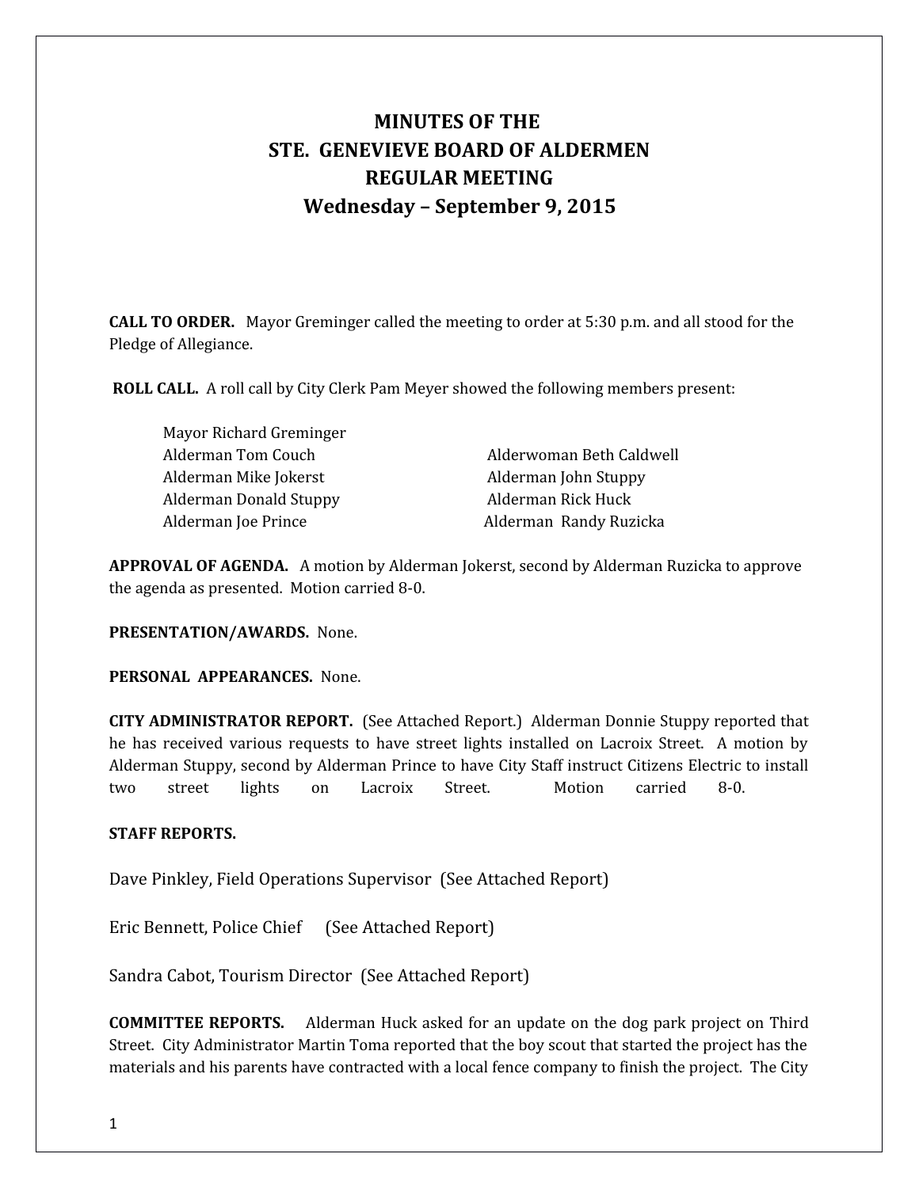# MINUTES OF THE
# STE. GENEVIEVE BOARD OF ALDERMEN
# REGULAR MEETING
# Wednesday – September 9, 2015

**CALL TO ORDER.** Mayor Greminger called the meeting to order at 5:30 p.m. and all stood for the Pledge of Allegiance.

**ROLL CALL.** A roll call by City Clerk Pam Meyer showed the following members present:

Mayor Richard Greminger

| | |
|---|---|
| Alderman Tom Couch | Alderwoman Beth Caldwell |
| Alderman Mike Jokerst | Alderman John Stuppy |
| Alderman Donald Stuppy | Alderman Rick Huck |
| Alderman Joe Prince | Alderman Randy Ruzicka |

**APPROVAL OF AGENDA.** A motion by Alderman Jokerst, second by Alderman Ruzicka to approve the agenda as presented. Motion carried 8-0.

**PRESENTATION/AWARDS.** None.

**PERSONAL APPEARANCES.** None.

**CITY ADMINISTRATOR REPORT.** (See Attached Report.) Alderman Donnie Stuppy reported that he has received various requests to have street lights installed on Lacroix Street. A motion by Alderman Stuppy, second by Alderman Prince to have City Staff instruct Citizens Electric to install two street lights on Lacroix Street. Motion carried 8-0.

**STAFF REPORTS.**

Dave Pinkley, Field Operations Supervisor (See Attached Report)

Eric Bennett, Police Chief (See Attached Report)

Sandra Cabot, Tourism Director (See Attached Report)

**COMMITTEE REPORTS.** Alderman Huck asked for an update on the dog park project on Third Street. City Administrator Martin Toma reported that the boy scout that started the project has the materials and his parents have contracted with a local fence company to finish the project. The City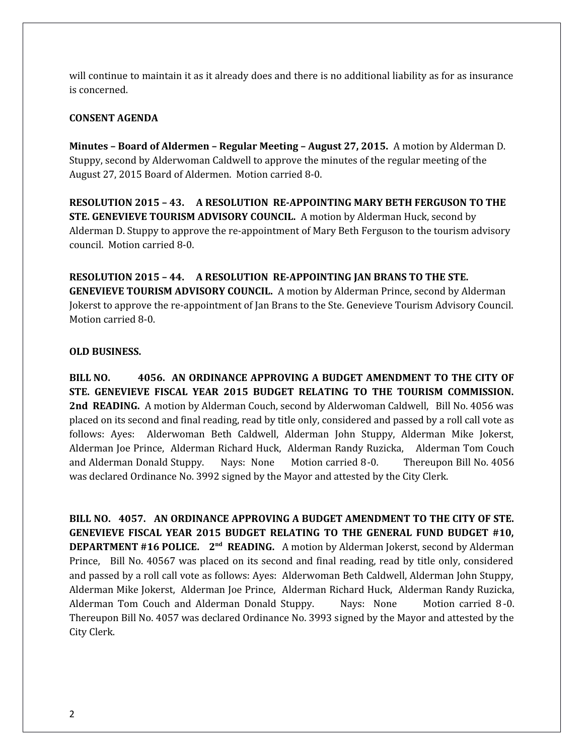will continue to maintain it as it already does and there is no additional liability as for as insurance is concerned.

**CONSENT AGENDA**

**Minutes – Board of Aldermen – Regular Meeting – August 27, 2015.** A motion by Alderman D. Stuppy, second by Alderwoman Caldwell to approve the minutes of the regular meeting of the August 27, 2015 Board of Aldermen. Motion carried 8-0.

**RESOLUTION 2015 – 43. A RESOLUTION RE-APPOINTING MARY BETH FERGUSON TO THE STE. GENEVIEVE TOURISM ADVISORY COUNCIL.** A motion by Alderman Huck, second by Alderman D. Stuppy to approve the re-appointment of Mary Beth Ferguson to the tourism advisory council. Motion carried 8-0.

**RESOLUTION 2015 – 44. A RESOLUTION RE-APPOINTING JAN BRANS TO THE STE. GENEVIEVE TOURISM ADVISORY COUNCIL.** A motion by Alderman Prince, second by Alderman Jokerst to approve the re-appointment of Jan Brans to the Ste. Genevieve Tourism Advisory Council. Motion carried 8-0.

**OLD BUSINESS.**

**BILL NO. 4056. AN ORDINANCE APPROVING A BUDGET AMENDMENT TO THE CITY OF STE. GENEVIEVE FISCAL YEAR 2015 BUDGET RELATING TO THE TOURISM COMMISSION. 2nd READING.** A motion by Alderman Couch, second by Alderwoman Caldwell, Bill No. 4056 was placed on its second and final reading, read by title only, considered and passed by a roll call vote as follows: Ayes: Alderwoman Beth Caldwell, Alderman John Stuppy, Alderman Mike Jokerst, Alderman Joe Prince, Alderman Richard Huck, Alderman Randy Ruzicka, Alderman Tom Couch and Alderman Donald Stuppy. Nays: None Motion carried 8-0. Thereupon Bill No. 4056 was declared Ordinance No. 3992 signed by the Mayor and attested by the City Clerk.

**BILL NO. 4057. AN ORDINANCE APPROVING A BUDGET AMENDMENT TO THE CITY OF STE. GENEVIEVE FISCAL YEAR 2015 BUDGET RELATING TO THE GENERAL FUND BUDGET #10, DEPARTMENT #16 POLICE. 2nd READING.** A motion by Alderman Jokerst, second by Alderman Prince, Bill No. 40567 was placed on its second and final reading, read by title only, considered and passed by a roll call vote as follows: Ayes: Alderwoman Beth Caldwell, Alderman John Stuppy, Alderman Mike Jokerst, Alderman Joe Prince, Alderman Richard Huck, Alderman Randy Ruzicka, Alderman Tom Couch and Alderman Donald Stuppy. Nays: None Motion carried 8-0. Thereupon Bill No. 4057 was declared Ordinance No. 3993 signed by the Mayor and attested by the City Clerk.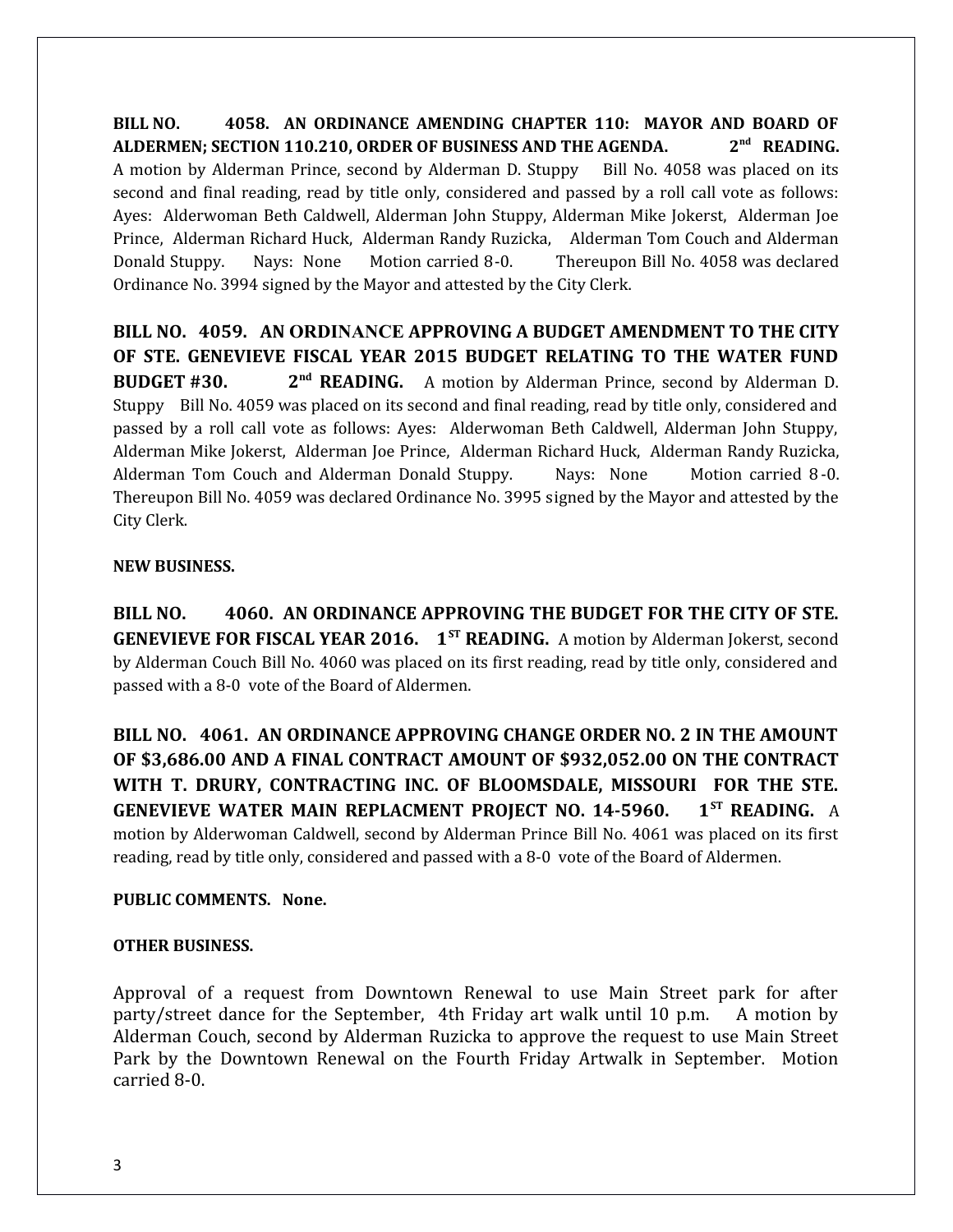**BILL NO. 4058. AN ORDINANCE AMENDING CHAPTER 110: MAYOR AND BOARD OF ALDERMEN; SECTION 110.210, ORDER OF BUSINESS AND THE AGENDA. 2nd READING.** A motion by Alderman Prince, second by Alderman D. Stuppy Bill No. 4058 was placed on its second and final reading, read by title only, considered and passed by a roll call vote as follows: Ayes: Alderwoman Beth Caldwell, Alderman John Stuppy, Alderman Mike Jokerst, Alderman Joe Prince, Alderman Richard Huck, Alderman Randy Ruzicka, Alderman Tom Couch and Alderman Donald Stuppy. Nays: None Motion carried 8-0. Thereupon Bill No. 4058 was declared Ordinance No. 3994 signed by the Mayor and attested by the City Clerk.

**BILL NO. 4059. AN ORDINANCE APPROVING A BUDGET AMENDMENT TO THE CITY OF STE. GENEVIEVE FISCAL YEAR 2015 BUDGET RELATING TO THE WATER FUND BUDGET #30. 2nd READING.** A motion by Alderman Prince, second by Alderman D. Stuppy Bill No. 4059 was placed on its second and final reading, read by title only, considered and passed by a roll call vote as follows: Ayes: Alderwoman Beth Caldwell, Alderman John Stuppy, Alderman Mike Jokerst, Alderman Joe Prince, Alderman Richard Huck, Alderman Randy Ruzicka, Alderman Tom Couch and Alderman Donald Stuppy. Nays: None Motion carried 8-0. Thereupon Bill No. 4059 was declared Ordinance No. 3995 signed by the Mayor and attested by the City Clerk.

**NEW BUSINESS.**

**BILL NO. 4060. AN ORDINANCE APPROVING THE BUDGET FOR THE CITY OF STE. GENEVIEVE FOR FISCAL YEAR 2016. 1ST READING.** A motion by Alderman Jokerst, second by Alderman Couch Bill No. 4060 was placed on its first reading, read by title only, considered and passed with a 8-0 vote of the Board of Aldermen.

**BILL NO. 4061. AN ORDINANCE APPROVING CHANGE ORDER NO. 2 IN THE AMOUNT OF $3,686.00 AND A FINAL CONTRACT AMOUNT OF $932,052.00 ON THE CONTRACT WITH T. DRURY, CONTRACTING INC. OF BLOOMSDALE, MISSOURI FOR THE STE. GENEVIEVE WATER MAIN REPLACMENT PROJECT NO. 14-5960. 1ST READING.** A motion by Alderwoman Caldwell, second by Alderman Prince Bill No. 4061 was placed on its first reading, read by title only, considered and passed with a 8-0 vote of the Board of Aldermen.

**PUBLIC COMMENTS. None.**

**OTHER BUSINESS.**

Approval of a request from Downtown Renewal to use Main Street park for after party/street dance for the September, 4th Friday art walk until 10 p.m. A motion by Alderman Couch, second by Alderman Ruzicka to approve the request to use Main Street Park by the Downtown Renewal on the Fourth Friday Artwalk in September. Motion carried 8-0.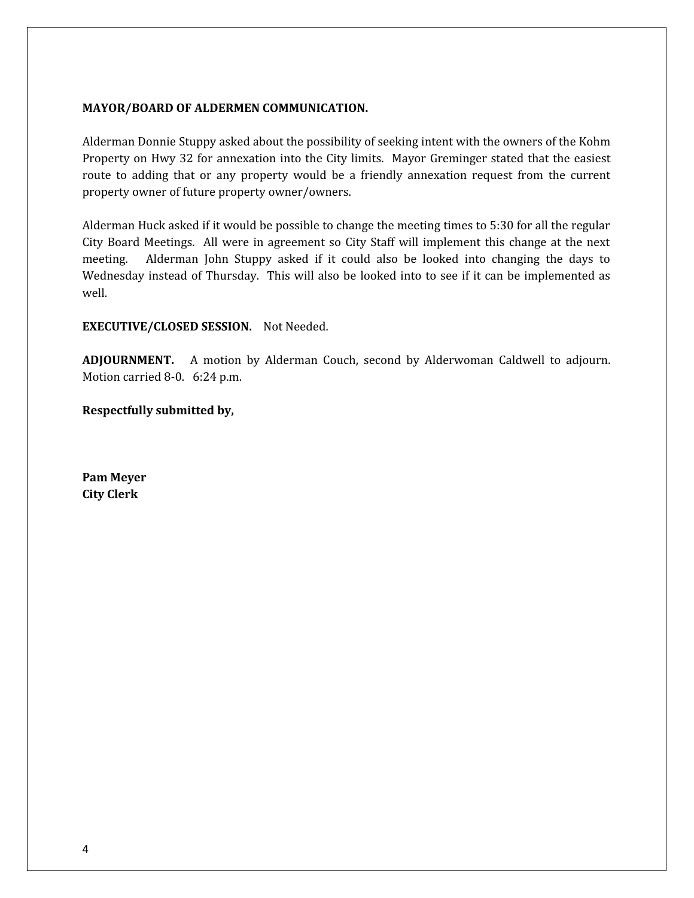**MAYOR/BOARD OF ALDERMEN COMMUNICATION.**

Alderman Donnie Stuppy asked about the possibility of seeking intent with the owners of the Kohm Property on Hwy 32 for annexation into the City limits. Mayor Greminger stated that the easiest route to adding that or any property would be a friendly annexation request from the current property owner of future property owner/owners.

Alderman Huck asked if it would be possible to change the meeting times to 5:30 for all the regular City Board Meetings. All were in agreement so City Staff will implement this change at the next meeting. Alderman John Stuppy asked if it could also be looked into changing the days to Wednesday instead of Thursday. This will also be looked into to see if it can be implemented as well.

**EXECUTIVE/CLOSED SESSION.** Not Needed.

**ADJOURNMENT.** A motion by Alderman Couch, second by Alderwoman Caldwell to adjourn. Motion carried 8-0. 6:24 p.m.

**Respectfully submitted by,**

**Pam Meyer**
**City Clerk**